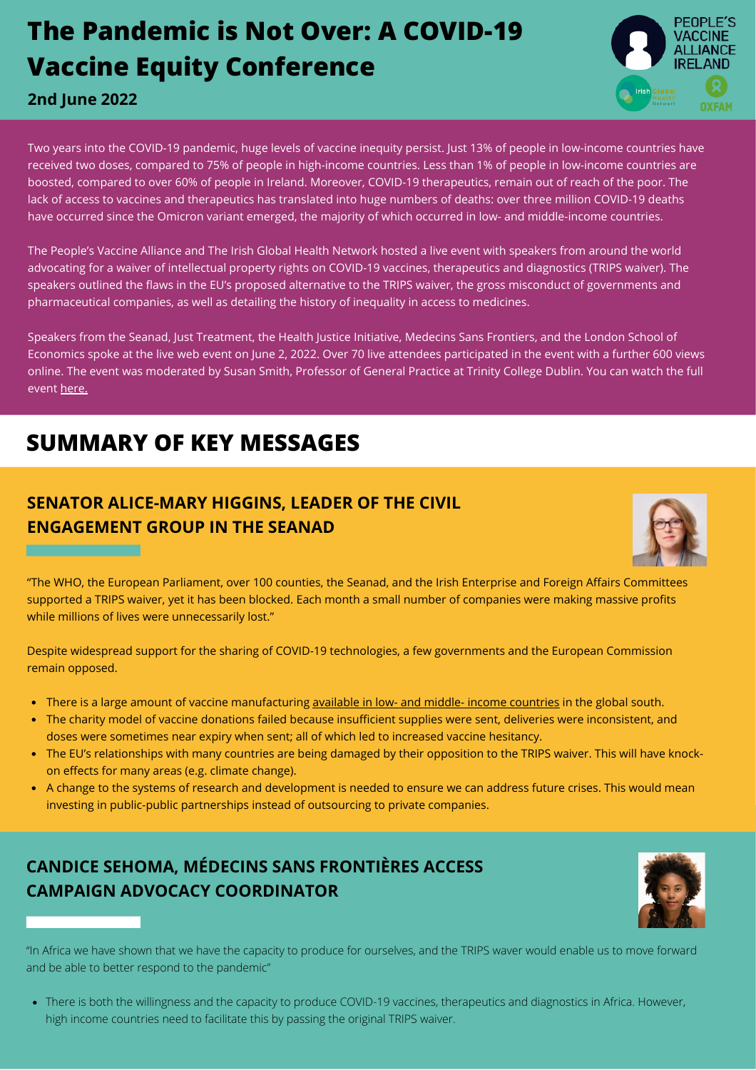# The Pandemic is Not Over: A COVID-19 Vaccine Equity Conference

**2nd June 2022**

Two years into the COVID-19 pandemic, huge levels of vaccine inequity persist. Just 13% of people in low-income countries have received two doses, compared to 75% of people in high-income countries. Less than 1% of people in low-income countries are boosted, compared to over 60% of people in Ireland. Moreover, COVID-19 therapeutics, remain out of reach of the poor. The lack of access to vaccines and therapeutics has translated into huge numbers of deaths: over three million COVID-19 deaths have occurred since the Omicron variant emerged, the majority of which occurred in low- and middle-income countries.

The People's Vaccine Alliance and The Irish Global Health Network hosted a live event with speakers from around the world advocating for a waiver of intellectual property rights on COVID-19 vaccines, therapeutics and diagnostics (TRIPS waiver). The speakers outlined the flaws in the EU's proposed alternative to the TRIPS waiver, the gross misconduct of governments and pharmaceutical companies, as well as detailing the history of inequality in access to medicines.

Speakers from the Seanad, Just Treatment, the Health Justice Initiative, Medecins Sans Frontiers, and the London School of Economics spoke at the live web event on June 2, 2022. Over 70 live attendees participated in the event with a further 600 views online. The event was moderated by Susan Smith, Professor of General Practice at Trinity College Dublin. You can watch the full event here.

## SUMMARY OF KEY MESSAGES

### SENATOR ALICE-MARY HIGGINS, LEADER OF THE CIVIL ENGAGEMENT GROUP IN THE SEANAD

"The WHO, the European Parliament, over 100 counties, the Seanad, and the Irish Enterprise and Foreign Affairs Committees supported a TRIPS waiver, yet it has been blocked. Each month a small number of companies were making massive profits while millions of lives were unnecessarily lost."

Despite widespread support for the sharing of COVID-19 technologies, a few governments and the European Commission remain opposed.

- There is a large amount of vaccine manufacturing available in low- and middle- income countries in the global south.
- The charity model of vaccine donations failed because insufficient supplies were sent, deliveries were inconsistent, and doses were sometimes near expiry when sent; all of which led to increased vaccine hesitancy.
- The EU's relationships with many countries are being damaged by their opposition to the TRIPS waiver. This will have knock-on effects for many areas (e.g. climate change).
- A change to the systems of research and development is needed to ensure we can address future crises. This would mean investing in public-public partnerships instead of outsourcing to private companies.

### CANDICE SEHOMA, MÉDECINS SANS FRONTIÈRES ACCESS CAMPAIGN ADVOCACY COORDINATOR

"In Africa we have shown that we have the capacity to produce for ourselves, and the TRIPS waver would enable us to move forward and be able to better respond to the pandemic"

- There is both the willingness and the capacity to produce COVID-19 vaccines, therapeutics and diagnostics in Africa. However, high income countries need to facilitate this by passing the original TRIPS waiver.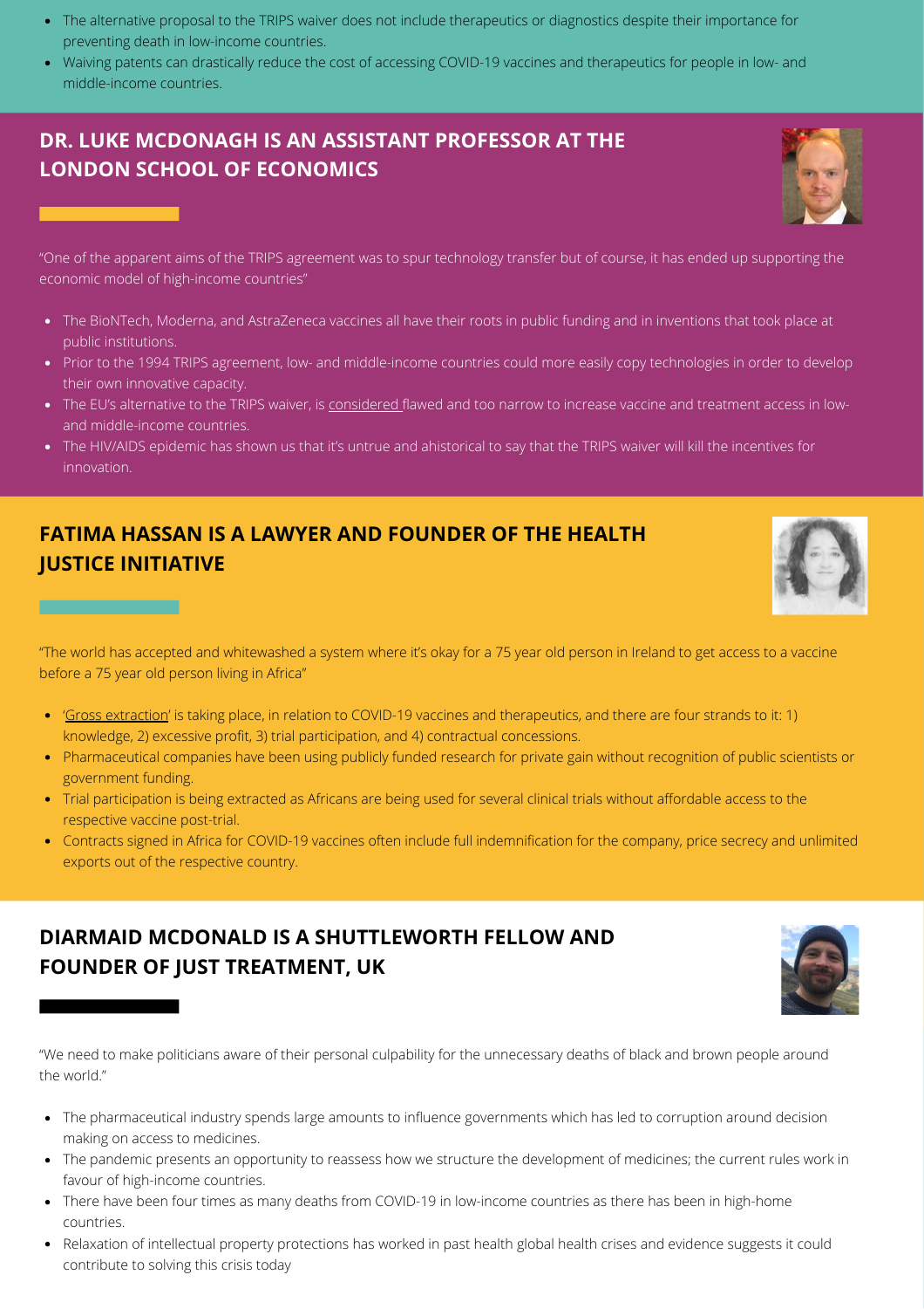- The alternative proposal to the TRIPS waiver does not include therapeutics or diagnostics despite their importance for preventing death in low-income countries.
- Waiving patents can drastically reduce the cost of accessing COVID-19 vaccines and therapeutics for people in low- and middle-income countries.

## DR. LUKE MCDONAGH IS AN ASSISTANT PROFESSOR AT THE LONDON SCHOOL OF ECONOMICS

"One of the apparent aims of the TRIPS agreement was to spur technology transfer but of course, it has ended up supporting the economic model of high-income countries"

- The BioNTech, Moderna, and AstraZeneca vaccines all have their roots in public funding and in inventions that took place at public institutions.
- Prior to the 1994 TRIPS agreement, low- and middle-income countries could more easily copy technologies in order to develop their own innovative capacity.
- The EU's alternative to the TRIPS waiver, is considered flawed and too narrow to increase vaccine and treatment access in low- and middle-income countries.
- The HIV/AIDS epidemic has shown us that it's untrue and ahistorical to say that the TRIPS waiver will kill the incentives for innovation.

## FATIMA HASSAN IS A LAWYER AND FOUNDER OF THE HEALTH JUSTICE INITIATIVE

"The world has accepted and whitewashed a system where it's okay for a 75 year old person in Ireland to get access to a vaccine before a 75 year old person living in Africa"

- 'Gross extraction' is taking place, in relation to COVID-19 vaccines and therapeutics, and there are four strands to it: 1) knowledge, 2) excessive profit, 3) trial participation, and 4) contractual concessions.
- Pharmaceutical companies have been using publicly funded research for private gain without recognition of public scientists or government funding.
- Trial participation is being extracted as Africans are being used for several clinical trials without affordable access to the respective vaccine post-trial.
- Contracts signed in Africa for COVID-19 vaccines often include full indemnification for the company, price secrecy and unlimited exports out of the respective country.

## DIARMAID MCDONALD IS A SHUTTLEWORTH FELLOW AND FOUNDER OF JUST TREATMENT, UK

"We need to make politicians aware of their personal culpability for the unnecessary deaths of black and brown people around the world."

- The pharmaceutical industry spends large amounts to influence governments which has led to corruption around decision making on access to medicines.
- The pandemic presents an opportunity to reassess how we structure the development of medicines; the current rules work in favour of high-income countries.
- There have been four times as many deaths from COVID-19 in low-income countries as there has been in high-home countries.
- Relaxation of intellectual property protections has worked in past health global health crises and evidence suggests it could contribute to solving this crisis today